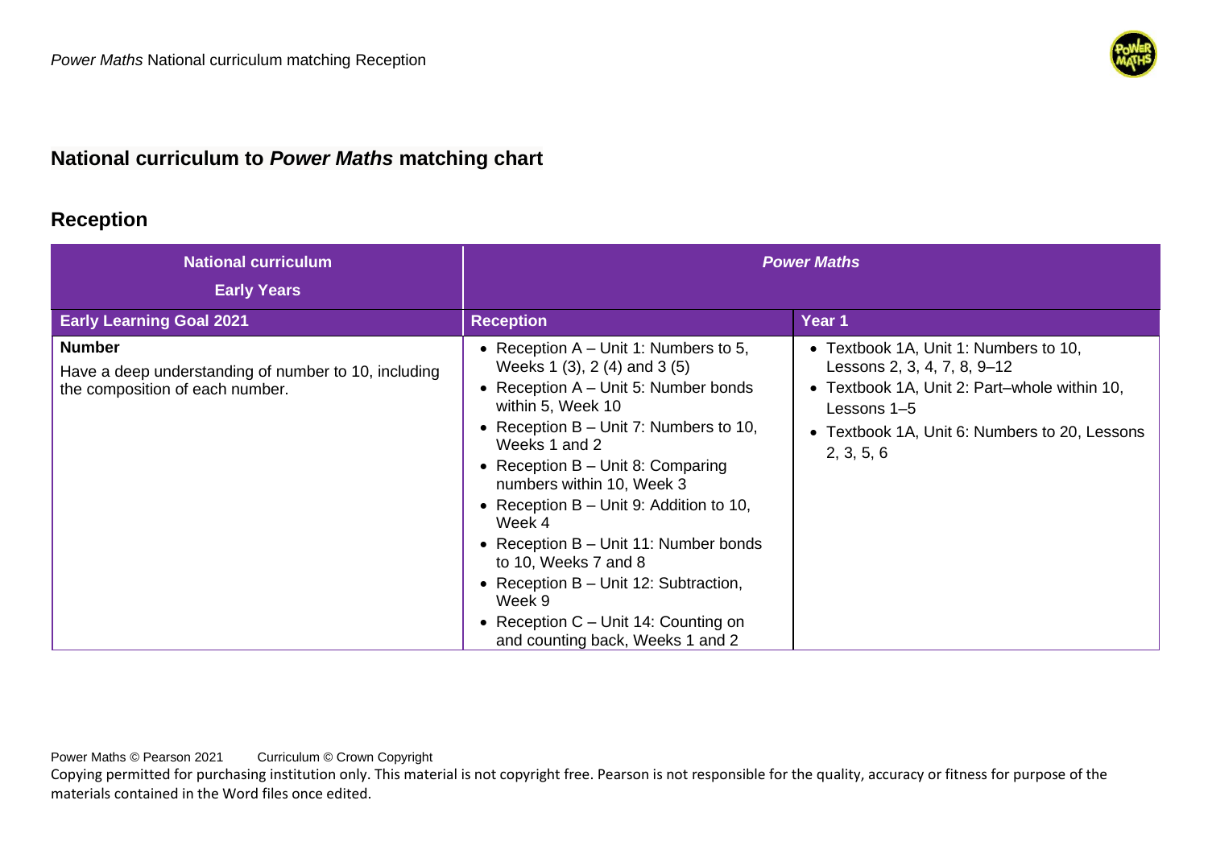## National curriculum to *Power Maths* matching chart

### Reception

| National curriculum Early Years | *Power Maths* | |
|---|---|---|
| **Early Learning Goal 2021** | **Reception** | **Year 1** |
| **Number**<br>Have a deep understanding of number to 10, including the composition of each number. | • Reception A – Unit 1: Numbers to 5, Weeks 1 (3), 2 (4) and 3 (5)<br>• Reception A – Unit 5: Number bonds within 5, Week 10<br>• Reception B – Unit 7: Numbers to 10, Weeks 1 and 2<br>• Reception B – Unit 8: Comparing numbers within 10, Week 3<br>• Reception B – Unit 9: Addition to 10, Week 4<br>• Reception B – Unit 11: Number bonds to 10, Weeks 7 and 8<br>• Reception B – Unit 12: Subtraction, Week 9<br>• Reception C – Unit 14: Counting on and counting back, Weeks 1 and 2 | • Textbook 1A, Unit 1: Numbers to 10, Lessons 2, 3, 4, 7, 8, 9–12<br>• Textbook 1A, Unit 2: Part–whole within 10, Lessons 1–5<br>• Textbook 1A, Unit 6: Numbers to 20, Lessons 2, 3, 5, 6 |

Power Maths © Pearson 2021 Curriculum © Crown Copyright
Copying permitted for purchasing institution only. This material is not copyright free. Pearson is not responsible for the quality, accuracy or fitness for purpose of the materials contained in the Word files once edited.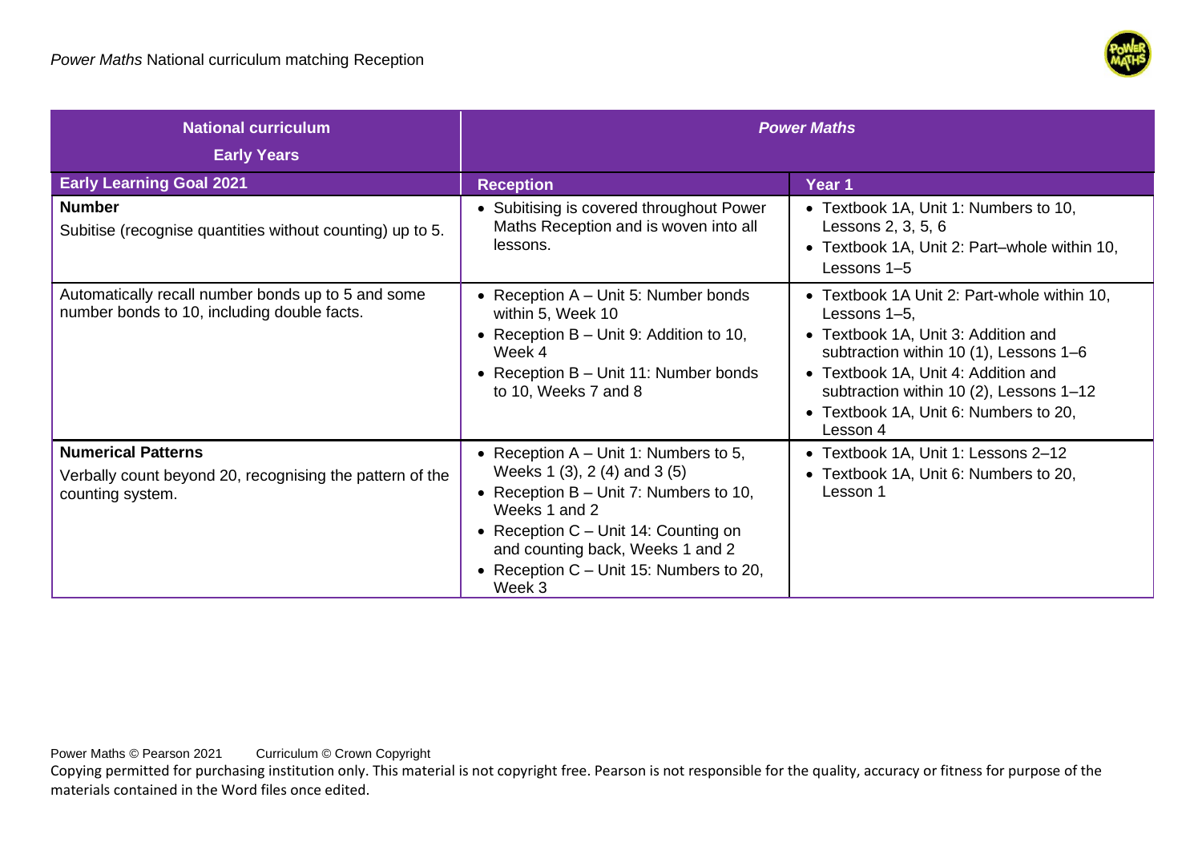| National curriculum<br>Early Years | *Power Maths* | |
|---|---|---|
| **Early Learning Goal 2021** | **Reception** | **Year 1** |
| **Number**<br>Subitise (recognise quantities without counting) up to 5. | • Subitising is covered throughout Power Maths Reception and is woven into all lessons. | • Textbook 1A, Unit 1: Numbers to 10, Lessons 2, 3, 5, 6<br>• Textbook 1A, Unit 2: Part–whole within 10, Lessons 1–5 |
| Automatically recall number bonds up to 5 and some number bonds to 10, including double facts. | • Reception A – Unit 5: Number bonds within 5, Week 10<br>• Reception B – Unit 9: Addition to 10, Week 4<br>• Reception B – Unit 11: Number bonds to 10, Weeks 7 and 8 | • Textbook 1A Unit 2: Part-whole within 10, Lessons 1–5,<br>• Textbook 1A, Unit 3: Addition and subtraction within 10 (1), Lessons 1–6<br>• Textbook 1A, Unit 4: Addition and subtraction within 10 (2), Lessons 1–12<br>• Textbook 1A, Unit 6: Numbers to 20, Lesson 4 |
| **Numerical Patterns**<br>Verbally count beyond 20, recognising the pattern of the counting system. | • Reception A – Unit 1: Numbers to 5, Weeks 1 (3), 2 (4) and 3 (5)<br>• Reception B – Unit 7: Numbers to 10, Weeks 1 and 2<br>• Reception C – Unit 14: Counting on and counting back, Weeks 1 and 2<br>• Reception C – Unit 15: Numbers to 20, Week 3 | • Textbook 1A, Unit 1: Lessons 2–12<br>• Textbook 1A, Unit 6: Numbers to 20, Lesson 1 |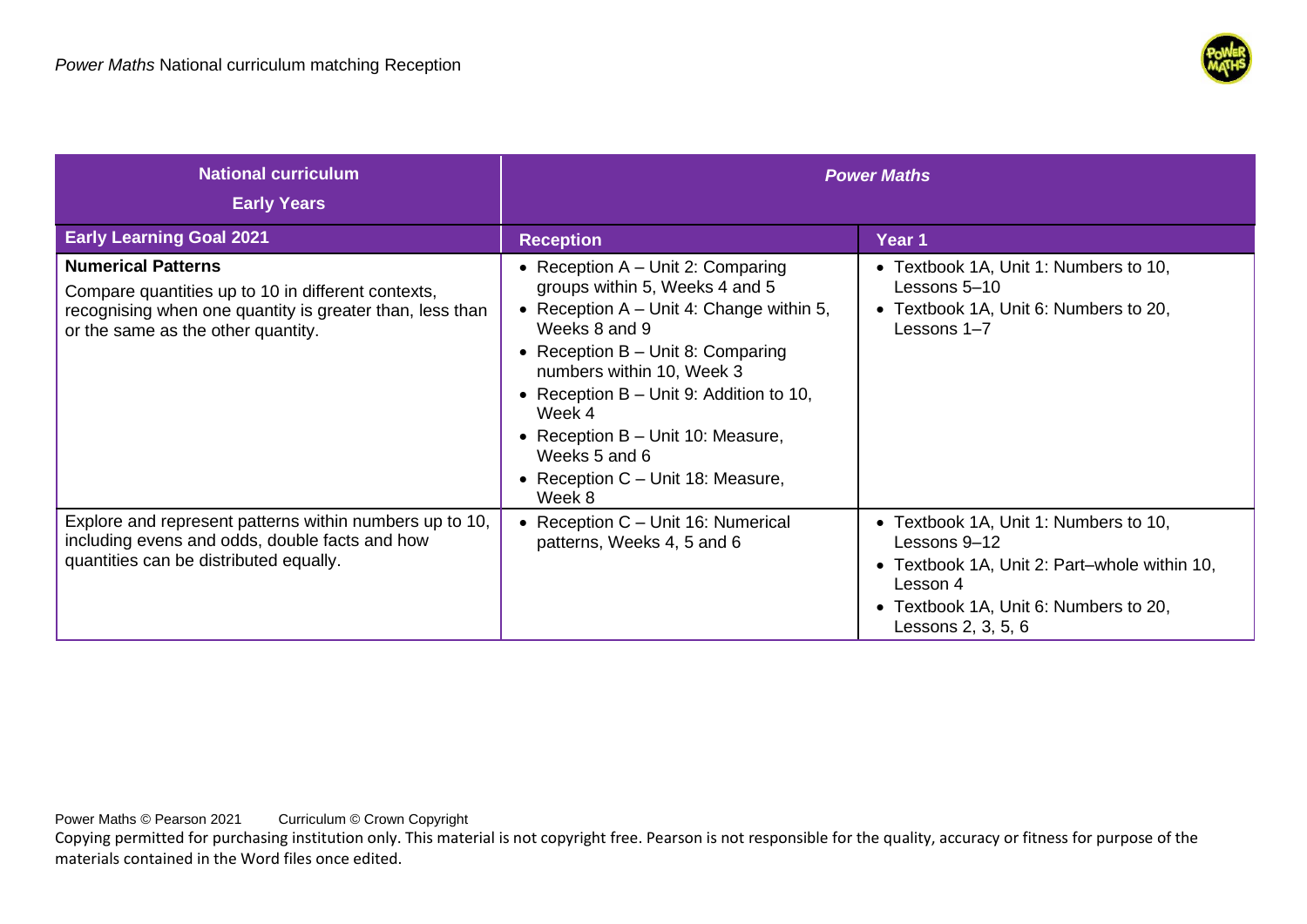| National curriculum<br>Early Years | *Power Maths* | |
|---|---|---|
| **Early Learning Goal 2021** | **Reception** | **Year 1** |
| **Numerical Patterns**<br>Compare quantities up to 10 in different contexts, recognising when one quantity is greater than, less than or the same as the other quantity. | • Reception A – Unit 2: Comparing groups within 5, Weeks 4 and 5<br>• Reception A – Unit 4: Change within 5, Weeks 8 and 9<br>• Reception B – Unit 8: Comparing numbers within 10, Week 3<br>• Reception B – Unit 9: Addition to 10, Week 4<br>• Reception B – Unit 10: Measure, Weeks 5 and 6<br>• Reception C – Unit 18: Measure, Week 8 | • Textbook 1A, Unit 1: Numbers to 10, Lessons 5–10<br>• Textbook 1A, Unit 6: Numbers to 20, Lessons 1–7 |
| Explore and represent patterns within numbers up to 10, including evens and odds, double facts and how quantities can be distributed equally. | • Reception C – Unit 16: Numerical patterns, Weeks 4, 5 and 6 | • Textbook 1A, Unit 1: Numbers to 10, Lessons 9–12<br>• Textbook 1A, Unit 2: Part–whole within 10, Lesson 4<br>• Textbook 1A, Unit 6: Numbers to 20, Lessons 2, 3, 5, 6 |

Power Maths © Pearson 2021 Curriculum © Crown Copyright

Copying permitted for purchasing institution only. This material is not copyright free. Pearson is not responsible for the quality, accuracy or fitness for purpose of the materials contained in the Word files once edited.